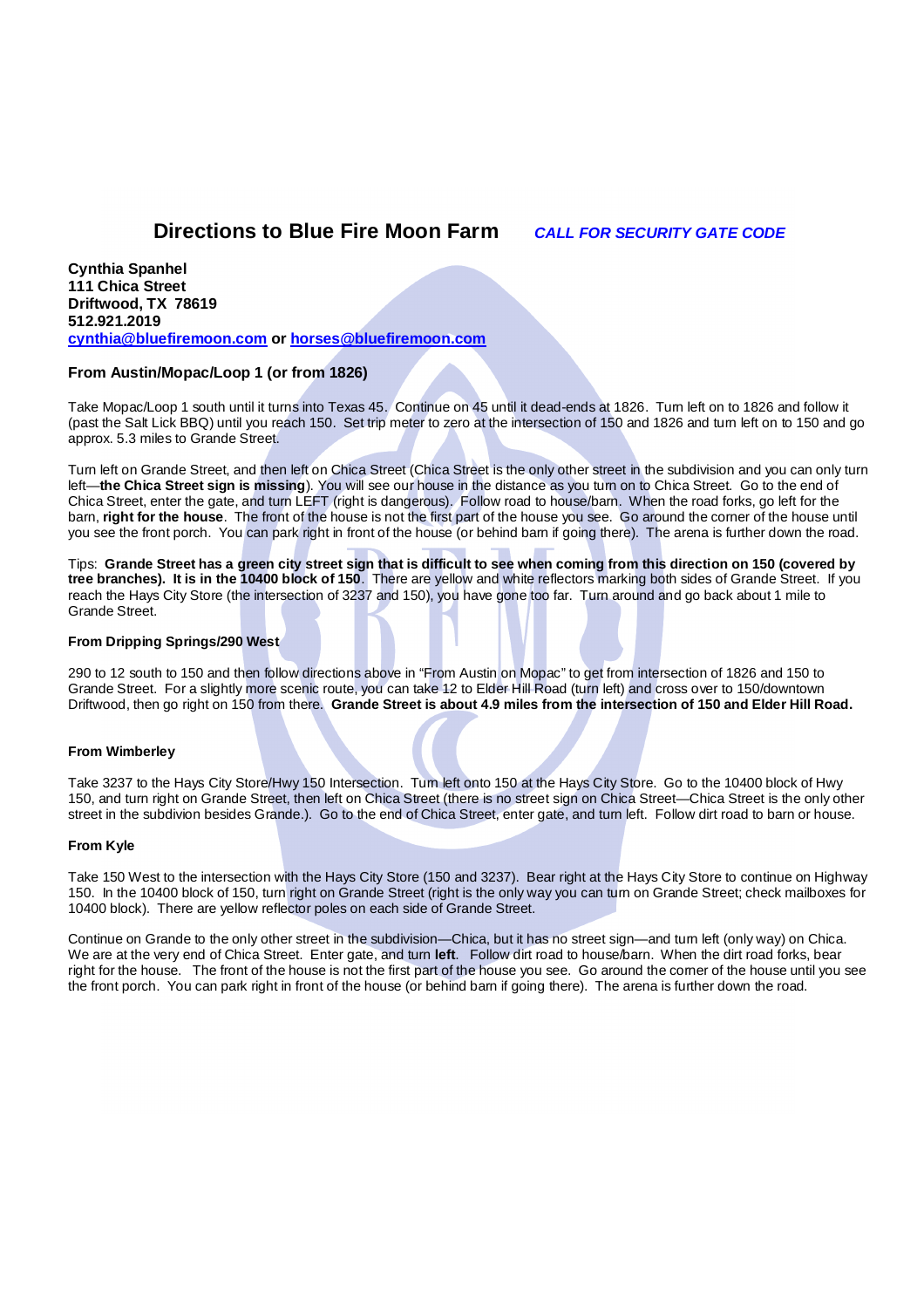# Directions to Blue Fire Moon Farm *CALL FOR SECURITY GATE CODE*

**Cynthia Spanhel**
**111 Chica Street**
**Driftwood, TX 78619**
**512.921.2019**
**cynthia@bluefiremoon.com or horses@bluefiremoon.com**

### From Austin/Mopac/Loop 1 (or from 1826)

Take Mopac/Loop 1 south until it turns into Texas 45. Continue on 45 until it dead-ends at 1826. Turn left on to 1826 and follow it (past the Salt Lick BBQ) until you reach 150. Set trip meter to zero at the intersection of 150 and 1826 and turn left on to 150 and go approx. 5.3 miles to Grande Street.

Turn left on Grande Street, and then left on Chica Street (Chica Street is the only other street in the subdivision and you can only turn left—**the Chica Street sign is missing**). You will see our house in the distance as you turn on to Chica Street. Go to the end of Chica Street, enter the gate, and turn LEFT (right is dangerous). Follow road to house/barn. When the road forks, go left for the barn, **right for the house**. The front of the house is not the first part of the house you see. Go around the corner of the house until you see the front porch. You can park right in front of the house (or behind barn if going there). The arena is further down the road.

Tips: **Grande Street has a green city street sign that is difficult to see when coming from this direction on 150 (covered by tree branches). It is in the 10400 block of 150**. There are yellow and white reflectors marking both sides of Grande Street. If you reach the Hays City Store (the intersection of 3237 and 150), you have gone too far. Turn around and go back about 1 mile to Grande Street.

#### From Dripping Springs/290 West

290 to 12 south to 150 and then follow directions above in "From Austin on Mopac" to get from intersection of 1826 and 150 to Grande Street. For a slightly more scenic route, you can take 12 to Elder Hill Road (turn left) and cross over to 150/downtown Driftwood, then go right on 150 from there. **Grande Street is about 4.9 miles from the intersection of 150 and Elder Hill Road.**

#### From Wimberley

Take 3237 to the Hays City Store/Hwy 150 Intersection. Turn left onto 150 at the Hays City Store. Go to the 10400 block of Hwy 150, and turn right on Grande Street, then left on Chica Street (there is no street sign on Chica Street—Chica Street is the only other street in the subdivion besides Grande.). Go to the end of Chica Street, enter gate, and turn left. Follow dirt road to barn or house.

#### From Kyle

Take 150 West to the intersection with the Hays City Store (150 and 3237). Bear right at the Hays City Store to continue on Highway 150. In the 10400 block of 150, turn right on Grande Street (right is the only way you can turn on Grande Street; check mailboxes for 10400 block). There are yellow reflector poles on each side of Grande Street.

Continue on Grande to the only other street in the subdivision—Chica, but it has no street sign—and turn left (only way) on Chica. We are at the very end of Chica Street. Enter gate, and turn **left**. Follow dirt road to house/barn. When the dirt road forks, bear right for the house. The front of the house is not the first part of the house you see. Go around the corner of the house until you see the front porch. You can park right in front of the house (or behind barn if going there). The arena is further down the road.